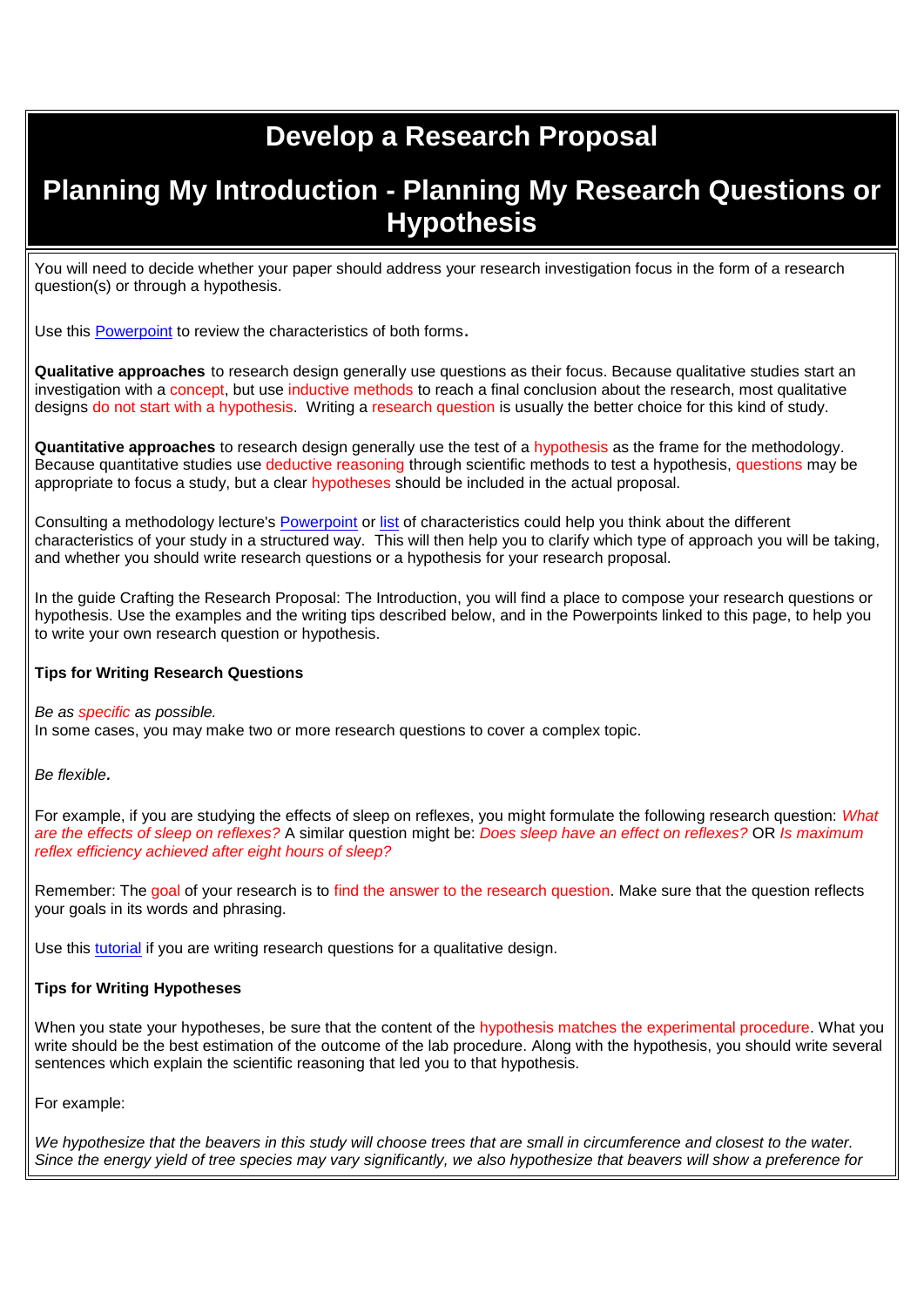# Develop a Research Proposal

## Planning My Introduction - Planning My Research Questions or Hypothesis

You will need to decide whether your paper should address your research investigation focus in the form of a research question(s) or through a hypothesis.

Use this Powerpoint to review the characteristics of both forms.

**Qualitative approaches** to research design generally use questions as their focus. Because qualitative studies start an investigation with a concept, but use inductive methods to reach a final conclusion about the research, most qualitative designs do not start with a hypothesis. Writing a research question is usually the better choice for this kind of study.

**Quantitative approaches** to research design generally use the test of a hypothesis as the frame for the methodology. Because quantitative studies use deductive reasoning through scientific methods to test a hypothesis, questions may be appropriate to focus a study, but a clear hypotheses should be included in the actual proposal.

Consulting a methodology lecture's Powerpoint or list of characteristics could help you think about the different characteristics of your study in a structured way. This will then help you to clarify which type of approach you will be taking, and whether you should write research questions or a hypothesis for your research proposal.

In the guide Crafting the Research Proposal: The Introduction, you will find a place to compose your research questions or hypothesis. Use the examples and the writing tips described below, and in the Powerpoints linked to this page, to help you to write your own research question or hypothesis.

**Tips for Writing Research Questions**

*Be as specific as possible.*
In some cases, you may make two or more research questions to cover a complex topic.

*Be flexible.*

For example, if you are studying the effects of sleep on reflexes, you might formulate the following research question: *What are the effects of sleep on reflexes?* A similar question might be: *Does sleep have an effect on reflexes?* OR *Is maximum reflex efficiency achieved after eight hours of sleep?*

Remember: The goal of your research is to find the answer to the research question. Make sure that the question reflects your goals in its words and phrasing.

Use this tutorial if you are writing research questions for a qualitative design.

**Tips for Writing Hypotheses**

When you state your hypotheses, be sure that the content of the hypothesis matches the experimental procedure. What you write should be the best estimation of the outcome of the lab procedure. Along with the hypothesis, you should write several sentences which explain the scientific reasoning that led you to that hypothesis.

For example:

*We hypothesize that the beavers in this study will choose trees that are small in circumference and closest to the water. Since the energy yield of tree species may vary significantly, we also hypothesize that beavers will show a preference for*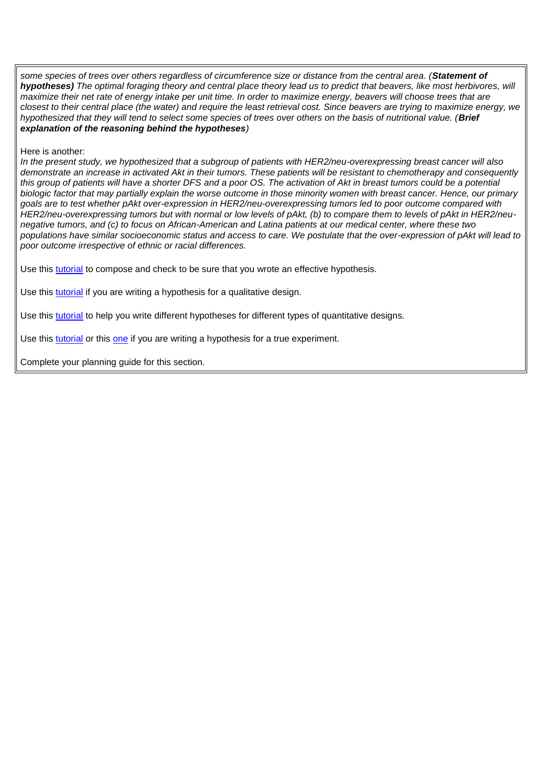*some species of trees over others regardless of circumference size or distance from the central area. (**Statement of hypotheses)** The optimal foraging theory and central place theory lead us to predict that beavers, like most herbivores, will maximize their net rate of energy intake per unit time. In order to maximize energy, beavers will choose trees that are closest to their central place (the water) and require the least retrieval cost. Since beavers are trying to maximize energy, we hypothesized that they will tend to select some species of trees over others on the basis of nutritional value. (**Brief explanation of the reasoning behind the hypotheses**)*

Here is another:

*In the present study, we hypothesized that a subgroup of patients with HER2/neu-overexpressing breast cancer will also demonstrate an increase in activated Akt in their tumors. These patients will be resistant to chemotherapy and consequently this group of patients will have a shorter DFS and a poor OS. The activation of Akt in breast tumors could be a potential biologic factor that may partially explain the worse outcome in those minority women with breast cancer. Hence, our primary goals are to test whether pAkt over-expression in HER2/neu-overexpressing tumors led to poor outcome compared with HER2/neu-overexpressing tumors but with normal or low levels of pAkt, (b) to compare them to levels of pAkt in HER2/neu-negative tumors, and (c) to focus on African-American and Latina patients at our medical center, where these two populations have similar socioeconomic status and access to care. We postulate that the over-expression of pAkt will lead to poor outcome irrespective of ethnic or racial differences.*

Use this tutorial to compose and check to be sure that you wrote an effective hypothesis.

Use this tutorial if you are writing a hypothesis for a qualitative design.

Use this tutorial to help you write different hypotheses for different types of quantitative designs.

Use this tutorial or this one if you are writing a hypothesis for a true experiment.

Complete your planning guide for this section.